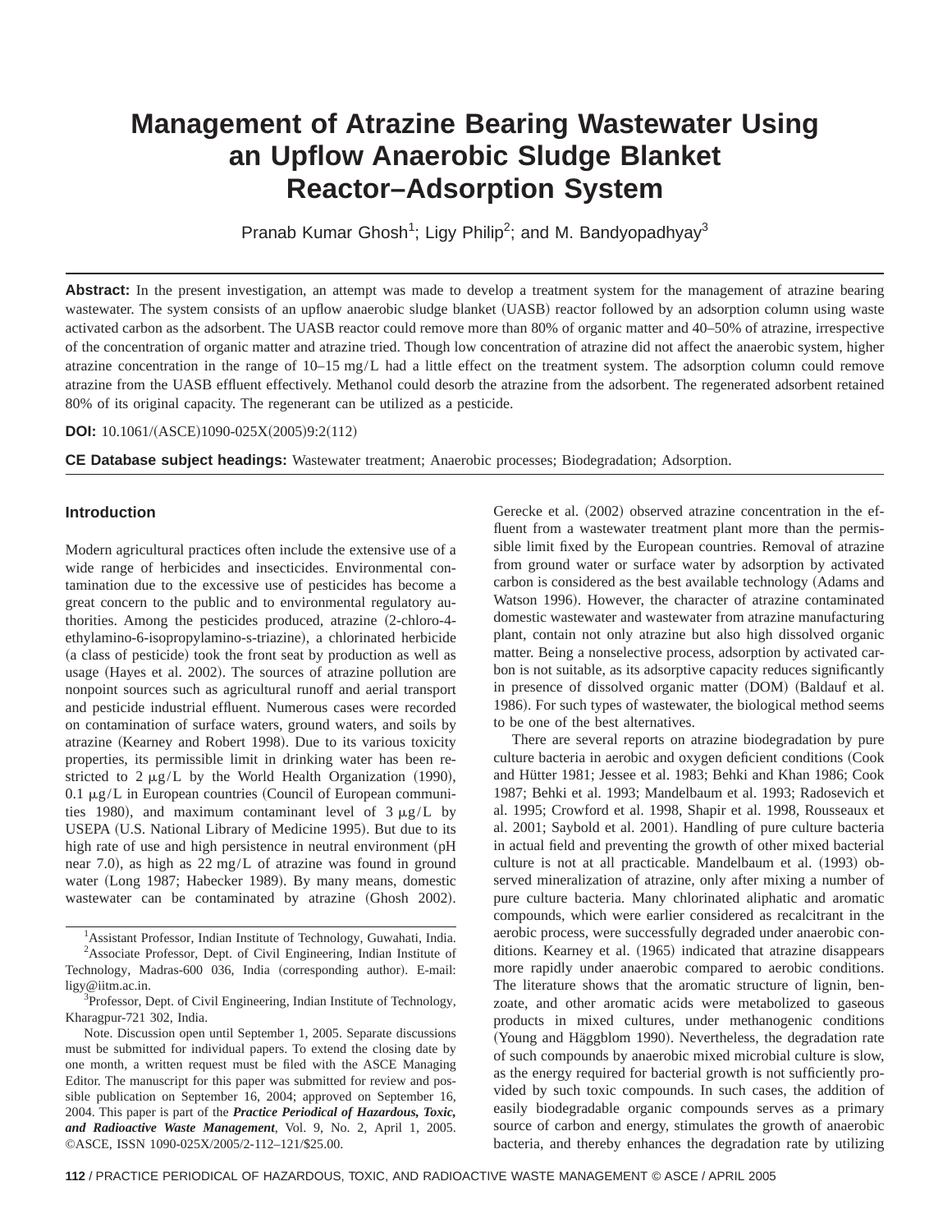# Management of Atrazine Bearing Wastewater Using an Upflow Anaerobic Sludge Blanket Reactor–Adsorption System

Pranab Kumar Ghosh[1]; Ligy Philip[2]; and M. Bandyopadhyay[3]

**Abstract:** In the present investigation, an attempt was made to develop a treatment system for the management of atrazine bearing wastewater. The system consists of an upflow anaerobic sludge blanket (UASB) reactor followed by an adsorption column using waste activated carbon as the adsorbent. The UASB reactor could remove more than 80% of organic matter and 40–50% of atrazine, irrespective of the concentration of organic matter and atrazine tried. Though low concentration of atrazine did not affect the anaerobic system, higher atrazine concentration in the range of 10–15 mg/L had a little effect on the treatment system. The adsorption column could remove atrazine from the UASB effluent effectively. Methanol could desorb the atrazine from the adsorbent. The regenerated adsorbent retained 80% of its original capacity. The regenerant can be utilized as a pesticide.

**DOI:** 10.1061/(ASCE)1090-025X(2005)9:2(112)

**CE Database subject headings:** Wastewater treatment; Anaerobic processes; Biodegradation; Adsorption.

## Introduction

Modern agricultural practices often include the extensive use of a wide range of herbicides and insecticides. Environmental contamination due to the excessive use of pesticides has become a great concern to the public and to environmental regulatory authorities. Among the pesticides produced, atrazine (2-chloro-4-ethylamino-6-isopropylamino-s-triazine), a chlorinated herbicide (a class of pesticide) took the front seat by production as well as usage (Hayes et al. 2002). The sources of atrazine pollution are nonpoint sources such as agricultural runoff and aerial transport and pesticide industrial effluent. Numerous cases were recorded on contamination of surface waters, ground waters, and soils by atrazine (Kearney and Robert 1998). Due to its various toxicity properties, its permissible limit in drinking water has been restricted to 2 μg/L by the World Health Organization (1990), 0.1 μg/L in European countries (Council of European communities 1980), and maximum contaminant level of 3 μg/L by USEPA (U.S. National Library of Medicine 1995). But due to its high rate of use and high persistence in neutral environment (pH near 7.0), as high as 22 mg/L of atrazine was found in ground water (Long 1987; Habecker 1989). By many means, domestic wastewater can be contaminated by atrazine (Ghosh 2002). Gerecke et al. (2002) observed atrazine concentration in the effluent from a wastewater treatment plant more than the permissible limit fixed by the European countries. Removal of atrazine from ground water or surface water by adsorption by activated carbon is considered as the best available technology (Adams and Watson 1996). However, the character of atrazine contaminated domestic wastewater and wastewater from atrazine manufacturing plant, contain not only atrazine but also high dissolved organic matter. Being a nonselective process, adsorption by activated carbon is not suitable, as its adsorptive capacity reduces significantly in presence of dissolved organic matter (DOM) (Baldauf et al. 1986). For such types of wastewater, the biological method seems to be one of the best alternatives.

There are several reports on atrazine biodegradation by pure culture bacteria in aerobic and oxygen deficient conditions (Cook and Hütter 1981; Jessee et al. 1983; Behki and Khan 1986; Cook 1987; Behki et al. 1993; Mandelbaum et al. 1993; Radosevich et al. 1995; Crowford et al. 1998, Shapir et al. 1998, Rousseaux et al. 2001; Saybold et al. 2001). Handling of pure culture bacteria in actual field and preventing the growth of other mixed bacterial culture is not at all practicable. Mandelbaum et al. (1993) observed mineralization of atrazine, only after mixing a number of pure culture bacteria. Many chlorinated aliphatic and aromatic compounds, which were earlier considered as recalcitrant in the aerobic process, were successfully degraded under anaerobic conditions. Kearney et al. (1965) indicated that atrazine disappears more rapidly under anaerobic compared to aerobic conditions. The literature shows that the aromatic structure of lignin, benzoate, and other aromatic acids were metabolized to gaseous products in mixed cultures, under methanogenic conditions (Young and Häggblom 1990). Nevertheless, the degradation rate of such compounds by anaerobic mixed microbial culture is slow, as the energy required for bacterial growth is not sufficiently provided by such toxic compounds. In such cases, the addition of easily biodegradable organic compounds serves as a primary source of carbon and energy, stimulates the growth of anaerobic bacteria, and thereby enhances the degradation rate by utilizing

---

[1]Assistant Professor, Indian Institute of Technology, Guwahati, India.

[2]Associate Professor, Dept. of Civil Engineering, Indian Institute of Technology, Madras-600 036, India (corresponding author). E-mail: ligy@iitm.ac.in.

[3]Professor, Dept. of Civil Engineering, Indian Institute of Technology, Kharagpur-721 302, India.

Note. Discussion open until September 1, 2005. Separate discussions must be submitted for individual papers. To extend the closing date by one month, a written request must be filed with the ASCE Managing Editor. The manuscript for this paper was submitted for review and possible publication on September 16, 2004; approved on September 16, 2004. This paper is part of the ***Practice Periodical of Hazardous, Toxic, and Radioactive Waste Management***, Vol. 9, No. 2, April 1, 2005. ©ASCE, ISSN 1090-025X/2005/2-112–121/$25.00.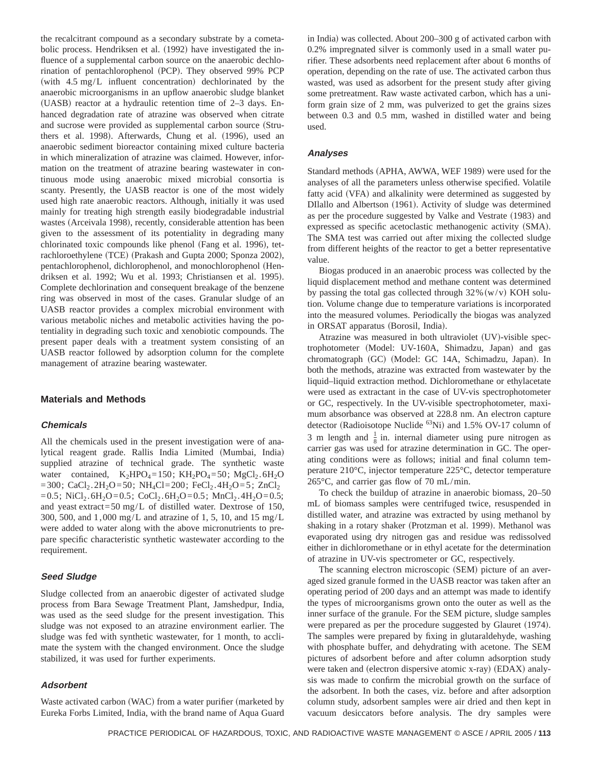the recalcitrant compound as a secondary substrate by a cometabolic process. Hendriksen et al. (1992) have investigated the influence of a supplemental carbon source on the anaerobic dechlorination of pentachlorophenol (PCP). They observed 99% PCP (with 4.5 mg/L influent concentration) dechlorinated by the anaerobic microorganisms in an upflow anaerobic sludge blanket (UASB) reactor at a hydraulic retention time of 2–3 days. Enhanced degradation rate of atrazine was observed when citrate and sucrose were provided as supplemental carbon source (Struthers et al. 1998). Afterwards, Chung et al. (1996), used an anaerobic sediment bioreactor containing mixed culture bacteria in which mineralization of atrazine was claimed. However, information on the treatment of atrazine bearing wastewater in continuous mode using anaerobic mixed microbial consortia is scanty. Presently, the UASB reactor is one of the most widely used high rate anaerobic reactors. Although, initially it was used mainly for treating high strength easily biodegradable industrial wastes (Arceivala 1998), recently, considerable attention has been given to the assessment of its potentiality in degrading many chlorinated toxic compounds like phenol (Fang et al. 1996), tetrachloroethylene (TCE) (Prakash and Gupta 2000; Sponza 2002), pentachlorophenol, dichlorophenol, and monochlorophenol (Hendriksen et al. 1992; Wu et al. 1993; Christiansen et al. 1995). Complete dechlorination and consequent breakage of the benzene ring was observed in most of the cases. Granular sludge of an UASB reactor provides a complex microbial environment with various metabolic niches and metabolic activities having the potentiality in degrading such toxic and xenobiotic compounds. The present paper deals with a treatment system consisting of an UASB reactor followed by adsorption column for the complete management of atrazine bearing wastewater.

## Materials and Methods

### Chemicals

All the chemicals used in the present investigation were of analytical reagent grade. Rallis India Limited (Mumbai, India) supplied atrazine of technical grade. The synthetic waste water contained, $K_2HPO_4=150$; $KH_2PO_4=50$; $MgCl_2.6H_2O=300$; $CaCl_2.2H_2O=50$; $NH_4Cl=200$; $FeCl_2.4H_2O=5$; $ZnCl_2=0.5$; $NiCl_2.6H_2O=0.5$; $CoCl_2.6H_2O=0.5$; $MnCl_2.4H_2O=0.5$; and yeast extract=50 mg/L of distilled water. Dextrose of 150, 300, 500, and 1,000 mg/L and atrazine of 1, 5, 10, and 15 mg/L were added to water along with the above micronutrients to prepare specific characteristic synthetic wastewater according to the requirement.

### Seed Sludge

Sludge collected from an anaerobic digester of activated sludge process from Bara Sewage Treatment Plant, Jamshedpur, India, was used as the seed sludge for the present investigation. This sludge was not exposed to an atrazine environment earlier. The sludge was fed with synthetic wastewater, for 1 month, to acclimate the system with the changed environment. Once the sludge stabilized, it was used for further experiments.

### Adsorbent

Waste activated carbon (WAC) from a water purifier (marketed by Eureka Forbs Limited, India, with the brand name of Aqua Guard in India) was collected. About 200–300 g of activated carbon with 0.2% impregnated silver is commonly used in a small water purifier. These adsorbents need replacement after about 6 months of operation, depending on the rate of use. The activated carbon thus wasted, was used as adsorbent for the present study after giving some pretreatment. Raw waste activated carbon, which has a uniform grain size of 2 mm, was pulverized to get the grains sizes between 0.3 and 0.5 mm, washed in distilled water and being used.

### Analyses

Standard methods (APHA, AWWA, WEF 1989) were used for the analyses of all the parameters unless otherwise specified. Volatile fatty acid (VFA) and alkalinity were determined as suggested by DIlallo and Albertson (1961). Activity of sludge was determined as per the procedure suggested by Valke and Vestrate (1983) and expressed as specific acetoclastic methanogenic activity (SMA). The SMA test was carried out after mixing the collected sludge from different heights of the reactor to get a better representative value.

Biogas produced in an anaerobic process was collected by the liquid displacement method and methane content was determined by passing the total gas collected through 32% (w/v) KOH solution. Volume change due to temperature variations is incorporated into the measured volumes. Periodically the biogas was analyzed in ORSAT apparatus (Borosil, India).

Atrazine was measured in both ultraviolet (UV)-visible spectrophotometer (Model: UV-160A, Shimadzu, Japan) and gas chromatograph (GC) (Model: GC 14A, Schimadzu, Japan). In both the methods, atrazine was extracted from wastewater by the liquid–liquid extraction method. Dichloromethane or ethylacetate were used as extractant in the case of UV-vis spectrophotometer or GC, respectively. In the UV-visible spectrophotometer, maximum absorbance was observed at 228.8 nm. An electron capture detector (Radioisotope Nuclide $^{63}$Ni) and 1.5% OV-17 column of 3 m length and $\frac{1}{8}$ in. internal diameter using pure nitrogen as carrier gas was used for atrazine determination in GC. The operating conditions were as follows; initial and final column temperature 210°C, injector temperature 225°C, detector temperature 265°C, and carrier gas flow of 70 mL/min.

To check the buildup of atrazine in anaerobic biomass, 20–50 mL of biomass samples were centrifuged twice, resuspended in distilled water, and atrazine was extracted by using methanol by shaking in a rotary shaker (Protzman et al. 1999). Methanol was evaporated using dry nitrogen gas and residue was redissolved either in dichloromethane or in ethyl acetate for the determination of atrazine in UV-vis spectrometer or GC, respectively.

The scanning electron microscopic (SEM) picture of an averaged sized granule formed in the UASB reactor was taken after an operating period of 200 days and an attempt was made to identify the types of microorganisms grown onto the outer as well as the inner surface of the granule. For the SEM picture, sludge samples were prepared as per the procedure suggested by Glauret (1974). The samples were prepared by fixing in glutaraldehyde, washing with phosphate buffer, and dehydrating with acetone. The SEM pictures of adsorbent before and after column adsorption study were taken and (electron dispersive atomic x-ray) (EDAX) analysis was made to confirm the microbial growth on the surface of the adsorbent. In both the cases, viz. before and after adsorption column study, adsorbent samples were air dried and then kept in vacuum desiccators before analysis. The dry samples were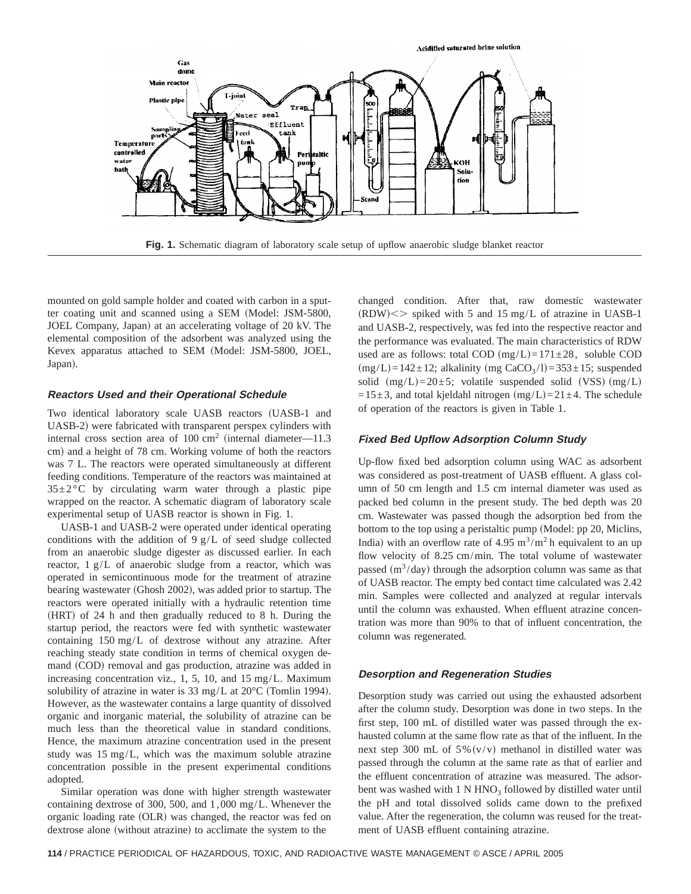**Fig. 1.** Schematic diagram of laboratory scale setup of upflow anaerobic sludge blanket reactor

mounted on gold sample holder and coated with carbon in a sputter coating unit and scanned using a SEM (Model: JSM-5800, JOEL Company, Japan) at an accelerating voltage of 20 kV. The elemental composition of the adsorbent was analyzed using the Kevex apparatus attached to SEM (Model: JSM-5800, JOEL, Japan).

### Reactors Used and their Operational Schedule

Two identical laboratory scale UASB reactors (UASB-1 and UASB-2) were fabricated with transparent perspex cylinders with internal cross section area of 100 $cm^2$ (internal diameter—11.3 cm) and a height of 78 cm. Working volume of both the reactors was 7 L. The reactors were operated simultaneously at different feeding conditions. Temperature of the reactors was maintained at $35 \pm 2°C$ by circulating warm water through a plastic pipe wrapped on the reactor. A schematic diagram of laboratory scale experimental setup of UASB reactor is shown in Fig. 1.

UASB-1 and UASB-2 were operated under identical operating conditions with the addition of 9 g/L of seed sludge collected from an anaerobic sludge digester as discussed earlier. In each reactor, 1 g/L of anaerobic sludge from a reactor, which was operated in semicontinuous mode for the treatment of atrazine bearing wastewater (Ghosh 2002), was added prior to startup. The reactors were operated initially with a hydraulic retention time (HRT) of 24 h and then gradually reduced to 8 h. During the startup period, the reactors were fed with synthetic wastewater containing 150 mg/L of dextrose without any atrazine. After reaching steady state condition in terms of chemical oxygen demand (COD) removal and gas production, atrazine was added in increasing concentration viz., 1, 5, 10, and 15 mg/L. Maximum solubility of atrazine in water is 33 mg/L at 20°C (Tomlin 1994). However, as the wastewater contains a large quantity of dissolved organic and inorganic material, the solubility of atrazine can be much less than the theoretical value in standard conditions. Hence, the maximum atrazine concentration used in the present study was 15 mg/L, which was the maximum soluble atrazine concentration possible in the present experimental conditions adopted.

Similar operation was done with higher strength wastewater containing dextrose of 300, 500, and 1,000 mg/L. Whenever the organic loading rate (OLR) was changed, the reactor was fed on dextrose alone (without atrazine) to acclimate the system to the changed condition. After that, raw domestic wastewater (RDW)<> spiked with 5 and 15 mg/L of atrazine in UASB-1 and UASB-2, respectively, was fed into the respective reactor and the performance was evaluated. The main characteristics of RDW used are as follows: total COD (mg/L) $= 171 \pm 28$, soluble COD (mg/L) $= 142 \pm 12$; alkalinity (mg $CaCO_3$/l) $= 353 \pm 15$; suspended solid (mg/L) $= 20 \pm 5$; volatile suspended solid (VSS) (mg/L) $= 15 \pm 3$, and total kjeldahl nitrogen (mg/L) $= 21 \pm 4$. The schedule of operation of the reactors is given in Table 1.

### Fixed Bed Upflow Adsorption Column Study

Up-flow fixed bed adsorption column using WAC as adsorbent was considered as post-treatment of UASB effluent. A glass column of 50 cm length and 1.5 cm internal diameter was used as packed bed column in the present study. The bed depth was 20 cm. Wastewater was passed though the adsorption bed from the bottom to the top using a peristaltic pump (Model: pp 20, Miclins, India) with an overflow rate of 4.95 $m^3/m^2$ h equivalent to an up flow velocity of 8.25 cm/min. The total volume of wastewater passed ($m^3$/day) through the adsorption column was same as that of UASB reactor. The empty bed contact time calculated was 2.42 min. Samples were collected and analyzed at regular intervals until the column was exhausted. When effluent atrazine concentration was more than 90% to that of influent concentration, the column was regenerated.

### Desorption and Regeneration Studies

Desorption study was carried out using the exhausted adsorbent after the column study. Desorption was done in two steps. In the first step, 100 mL of distilled water was passed through the exhausted column at the same flow rate as that of the influent. In the next step 300 mL of 5% (v/v) methanol in distilled water was passed through the column at the same rate as that of earlier and the effluent concentration of atrazine was measured. The adsorbent was washed with 1 N $HNO_3$ followed by distilled water until the pH and total dissolved solids came down to the prefixed value. After the regeneration, the column was reused for the treatment of UASB effluent containing atrazine.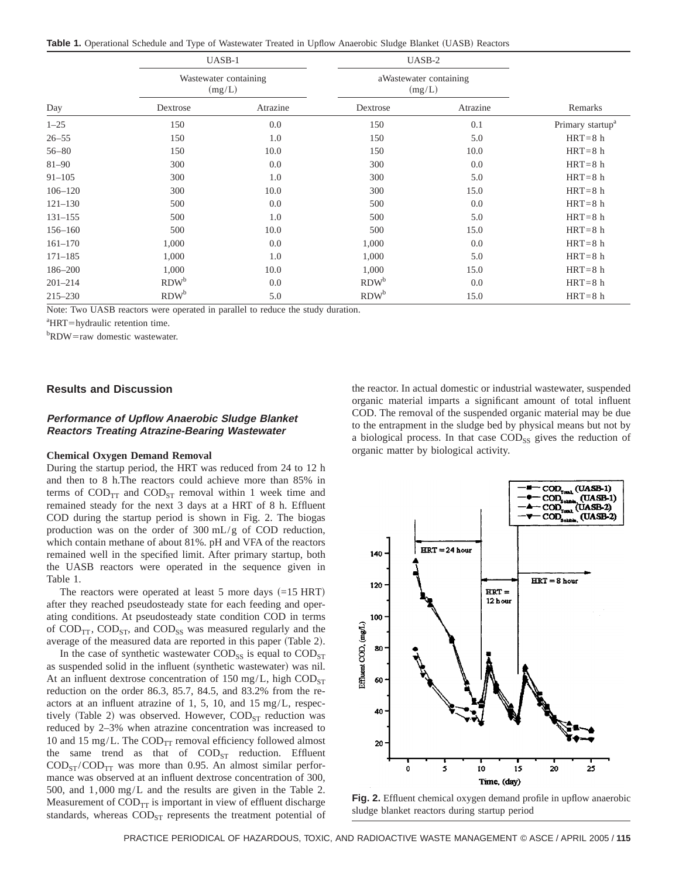**Table 1.** Operational Schedule and Type of Wastewater Treated in Upflow Anaerobic Sludge Blanket (UASB) Reactors

| Day | UASB-1 | | UASB-2 | | Remarks |
|---|---|---|---|---|---|
| | Wastewater containing (mg/L) | | aWastewater containing (mg/L) | | |
| | Dextrose | Atrazine | Dextrose | Atrazine | |
| 1–25 | 150 | 0.0 | 150 | 0.1 | Primary startup[a] |
| 26–55 | 150 | 1.0 | 150 | 5.0 | HRT=8 h |
| 56–80 | 150 | 10.0 | 150 | 10.0 | HRT=8 h |
| 81–90 | 300 | 0.0 | 300 | 0.0 | HRT=8 h |
| 91–105 | 300 | 1.0 | 300 | 5.0 | HRT=8 h |
| 106–120 | 300 | 10.0 | 300 | 15.0 | HRT=8 h |
| 121–130 | 500 | 0.0 | 500 | 0.0 | HRT=8 h |
| 131–155 | 500 | 1.0 | 500 | 5.0 | HRT=8 h |
| 156–160 | 500 | 10.0 | 500 | 15.0 | HRT=8 h |
| 161–170 | 1,000 | 0.0 | 1,000 | 0.0 | HRT=8 h |
| 171–185 | 1,000 | 1.0 | 1,000 | 5.0 | HRT=8 h |
| 186–200 | 1,000 | 10.0 | 1,000 | 15.0 | HRT=8 h |
| 201–214 | RDW[b] | 0.0 | RDW[b] | 0.0 | HRT=8 h |
| 215–230 | RDW[b] | 5.0 | RDW[b] | 15.0 | HRT=8 h |

Note: Two UASB reactors were operated in parallel to reduce the study duration.

[a]HRT=hydraulic retention time.

[b]RDW=raw domestic wastewater.

## Results and Discussion

### *Performance of Upflow Anaerobic Sludge Blanket Reactors Treating Atrazine-Bearing Wastewater*

#### Chemical Oxygen Demand Removal

During the startup period, the HRT was reduced from 24 to 12 h and then to 8 h.The reactors could achieve more than 85% in terms of $COD_{TT}$ and $COD_{ST}$ removal within 1 week time and remained steady for the next 3 days at a HRT of 8 h. Effluent COD during the startup period is shown in Fig. 2. The biogas production was on the order of 300 mL/g of COD reduction, which contain methane of about 81%. pH and VFA of the reactors remained well in the specified limit. After primary startup, both the UASB reactors were operated in the sequence given in Table 1.

The reactors were operated at least 5 more days (=15 HRT) after they reached pseudosteady state for each feeding and operating conditions. At pseudosteady state condition COD in terms of $COD_{TT}$, $COD_{ST}$, and $COD_{SS}$ was measured regularly and the average of the measured data are reported in this paper (Table 2).

In the case of synthetic wastewater $COD_{SS}$ is equal to $COD_{ST}$ as suspended solid in the influent (synthetic wastewater) was nil. At an influent dextrose concentration of 150 mg/L, high $COD_{ST}$ reduction on the order 86.3, 85.7, 84.5, and 83.2% from the reactors at an influent atrazine of 1, 5, 10, and 15 mg/L, respectively (Table 2) was observed. However, $COD_{ST}$ reduction was reduced by 2–3% when atrazine concentration was increased to 10 and 15 mg/L. The $COD_{TT}$ removal efficiency followed almost the same trend as that of $COD_{ST}$ reduction. Effluent $COD_{ST}/COD_{TT}$ was more than 0.95. An almost similar performance was observed at an influent dextrose concentration of 300, 500, and 1,000 mg/L and the results are given in the Table 2. Measurement of $COD_{TT}$ is important in view of effluent discharge standards, whereas $COD_{ST}$ represents the treatment potential of the reactor. In actual domestic or industrial wastewater, suspended organic material imparts a significant amount of total influent COD. The removal of the suspended organic material may be due to the entrapment in the sludge bed by physical means but not by a biological process. In that case $COD_{SS}$ gives the reduction of organic matter by biological activity.

**Fig. 2.** Effluent chemical oxygen demand profile in upflow anaerobic sludge blanket reactors during startup period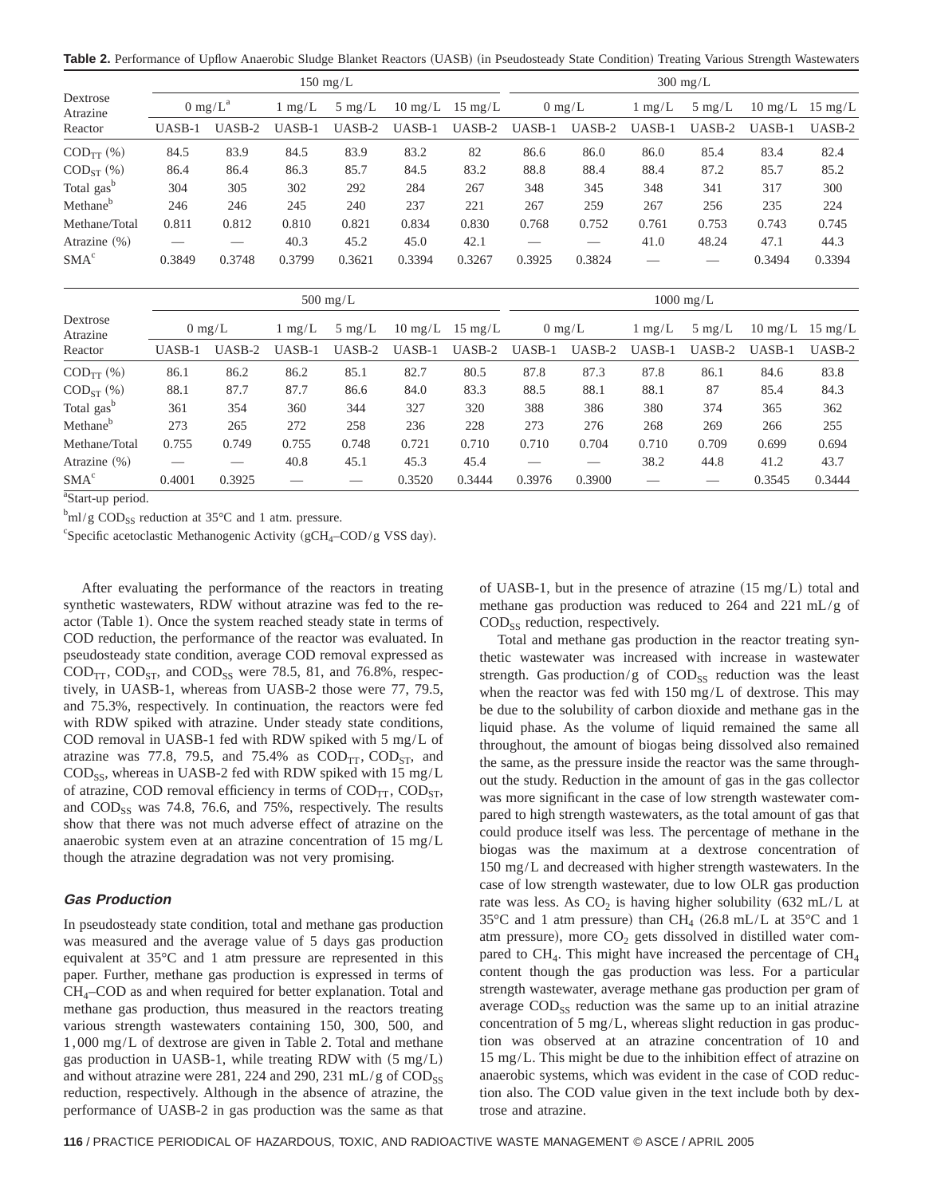**Table 2.** Performance of Upflow Anaerobic Sludge Blanket Reactors (UASB) (in Pseudosteady State Condition) Treating Various Strength Wastewaters

| Dextrose | 150 mg/L | | | | | | 300 mg/L | | | | | |
|---|---|---|---|---|---|---|---|---|---|---|---|---|
| Atrazine | 0 mg/L[a] | | 1 mg/L | 5 mg/L | 10 mg/L | 15 mg/L | 0 mg/L | | 1 mg/L | 5 mg/L | 10 mg/L | 15 mg/L |
| Reactor | UASB-1 | UASB-2 | UASB-1 | UASB-2 | UASB-1 | UASB-2 | UASB-1 | UASB-2 | UASB-1 | UASB-2 | UASB-1 | UASB-2 |
| $COD_{TT}$ (%) | 84.5 | 83.9 | 84.5 | 83.9 | 83.2 | 82 | 86.6 | 86.0 | 86.0 | 85.4 | 83.4 | 82.4 |
| $COD_{ST}$ (%) | 86.4 | 86.4 | 86.3 | 85.7 | 84.5 | 83.2 | 88.8 | 88.4 | 88.4 | 87.2 | 85.7 | 85.2 |
| Total gas[b] | 304 | 305 | 302 | 292 | 284 | 267 | 348 | 345 | 348 | 341 | 317 | 300 |
| Methane[b] | 246 | 246 | 245 | 240 | 237 | 221 | 267 | 259 | 267 | 256 | 235 | 224 |
| Methane/Total | 0.811 | 0.812 | 0.810 | 0.821 | 0.834 | 0.830 | 0.768 | 0.752 | 0.761 | 0.753 | 0.743 | 0.745 |
| Atrazine (%) | — | — | 40.3 | 45.2 | 45.0 | 42.1 | — | — | 41.0 | 48.24 | 47.1 | 44.3 |
| SMA[c] | 0.3849 | 0.3748 | 0.3799 | 0.3621 | 0.3394 | 0.3267 | 0.3925 | 0.3824 | — | — | 0.3494 | 0.3394 |

| Dextrose | 500 mg/L | | | | | | 1000 mg/L | | | | | |
|---|---|---|---|---|---|---|---|---|---|---|---|---|
| Atrazine | 0 mg/L | | 1 mg/L | 5 mg/L | 10 mg/L | 15 mg/L | 0 mg/L | | 1 mg/L | 5 mg/L | 10 mg/L | 15 mg/L |
| Reactor | UASB-1 | UASB-2 | UASB-1 | UASB-2 | UASB-1 | UASB-2 | UASB-1 | UASB-2 | UASB-1 | UASB-2 | UASB-1 | UASB-2 |
| $COD_{TT}$ (%) | 86.1 | 86.2 | 86.2 | 85.1 | 82.7 | 80.5 | 87.8 | 87.3 | 87.8 | 86.1 | 84.6 | 83.8 |
| $COD_{ST}$ (%) | 88.1 | 87.7 | 87.7 | 86.6 | 84.0 | 83.3 | 88.5 | 88.1 | 88.1 | 87 | 85.4 | 84.3 |
| Total gas[b] | 361 | 354 | 360 | 344 | 327 | 320 | 388 | 386 | 380 | 374 | 365 | 362 |
| Methane[b] | 273 | 265 | 272 | 258 | 236 | 228 | 273 | 276 | 268 | 269 | 266 | 255 |
| Methane/Total | 0.755 | 0.749 | 0.755 | 0.748 | 0.721 | 0.710 | 0.710 | 0.704 | 0.710 | 0.709 | 0.699 | 0.694 |
| Atrazine (%) | — | — | 40.8 | 45.1 | 45.3 | 45.4 | — | — | 38.2 | 44.8 | 41.2 | 43.7 |
| SMA[c] | 0.4001 | 0.3925 | — | — | 0.3520 | 0.3444 | 0.3976 | 0.3900 | — | — | 0.3545 | 0.3444 |

[a]Start-up period.

[b]ml/g $COD_{SS}$ reduction at 35°C and 1 atm. pressure.

[c]Specific acetoclastic Methanogenic Activity ($gCH_4$–COD/g VSS day).

After evaluating the performance of the reactors in treating synthetic wastewaters, RDW without atrazine was fed to the reactor (Table 1). Once the system reached steady state in terms of COD reduction, the performance of the reactor was evaluated. In pseudosteady state condition, average COD removal expressed as $COD_{TT}$, $COD_{ST}$, and $COD_{SS}$ were 78.5, 81, and 76.8%, respectively, in UASB-1, whereas from UASB-2 those were 77, 79.5, and 75.3%, respectively. In continuation, the reactors were fed with RDW spiked with atrazine. Under steady state conditions, COD removal in UASB-1 fed with RDW spiked with 5 mg/L of atrazine was 77.8, 79.5, and 75.4% as $COD_{TT}$, $COD_{ST}$, and $COD_{SS}$, whereas in UASB-2 fed with RDW spiked with 15 mg/L of atrazine, COD removal efficiency in terms of $COD_{TT}$, $COD_{ST}$, and $COD_{SS}$ was 74.8, 76.6, and 75%, respectively. The results show that there was not much adverse effect of atrazine on the anaerobic system even at an atrazine concentration of 15 mg/L though the atrazine degradation was not very promising.

### Gas Production

In pseudosteady state condition, total and methane gas production was measured and the average value of 5 days gas production equivalent at 35°C and 1 atm pressure are represented in this paper. Further, methane gas production is expressed in terms of $CH_4$–COD as and when required for better explanation. Total and methane gas production, thus measured in the reactors treating various strength wastewaters containing 150, 300, 500, and 1,000 mg/L of dextrose are given in Table 2. Total and methane gas production in UASB-1, while treating RDW with (5 mg/L) and without atrazine were 281, 224 and 290, 231 mL/g of $COD_{SS}$ reduction, respectively. Although in the absence of atrazine, the performance of UASB-2 in gas production was the same as that of UASB-1, but in the presence of atrazine (15 mg/L) total and methane gas production was reduced to 264 and 221 mL/g of $COD_{SS}$ reduction, respectively.

Total and methane gas production in the reactor treating synthetic wastewater was increased with increase in wastewater strength. Gas production/g of $COD_{SS}$ reduction was the least when the reactor was fed with 150 mg/L of dextrose. This may be due to the solubility of carbon dioxide and methane gas in the liquid phase. As the volume of liquid remained the same all throughout, the amount of biogas being dissolved also remained the same, as the pressure inside the reactor was the same throughout the study. Reduction in the amount of gas in the gas collector was more significant in the case of low strength wastewater compared to high strength wastewaters, as the total amount of gas that could produce itself was less. The percentage of methane in the biogas was the maximum at a dextrose concentration of 150 mg/L and decreased with higher strength wastewaters. In the case of low strength wastewater, due to low OLR gas production rate was less. As $CO_2$ is having higher solubility (632 mL/L at 35°C and 1 atm pressure) than $CH_4$ (26.8 mL/L at 35°C and 1 atm pressure), more $CO_2$ gets dissolved in distilled water compared to $CH_4$. This might have increased the percentage of $CH_4$ content though the gas production was less. For a particular strength wastewater, average methane gas production per gram of average $COD_{SS}$ reduction was the same up to an initial atrazine concentration of 5 mg/L, whereas slight reduction in gas production was observed at an atrazine concentration of 10 and 15 mg/L. This might be due to the inhibition effect of atrazine on anaerobic systems, which was evident in the case of COD reduction also. The COD value given in the text include both by dextrose and atrazine.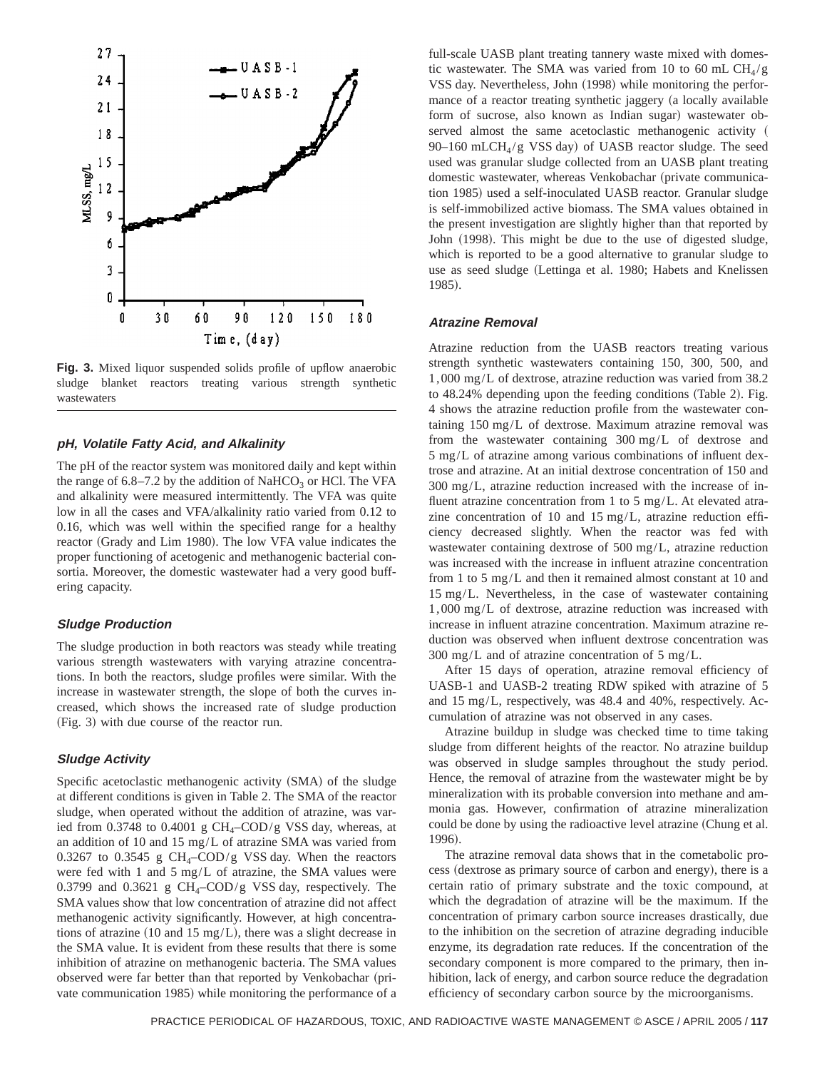**Fig. 3.** Mixed liquor suspended solids profile of upflow anaerobic sludge blanket reactors treating various strength synthetic wastewaters

### pH, Volatile Fatty Acid, and Alkalinity

The pH of the reactor system was monitored daily and kept within the range of 6.8–7.2 by the addition of $NaHCO_3$ or HCl. The VFA and alkalinity were measured intermittently. The VFA was quite low in all the cases and VFA/alkalinity ratio varied from 0.12 to 0.16, which was well within the specified range for a healthy reactor (Grady and Lim 1980). The low VFA value indicates the proper functioning of acetogenic and methanogenic bacterial consortia. Moreover, the domestic wastewater had a very good buffering capacity.

### Sludge Production

The sludge production in both reactors was steady while treating various strength wastewaters with varying atrazine concentrations. In both the reactors, sludge profiles were similar. With the increase in wastewater strength, the slope of both the curves increased, which shows the increased rate of sludge production (Fig. 3) with due course of the reactor run.

### Sludge Activity

Specific acetoclastic methanogenic activity (SMA) of the sludge at different conditions is given in Table 2. The SMA of the reactor sludge, when operated without the addition of atrazine, was varied from 0.3748 to 0.4001 g $CH_4$–COD/g VSS day, whereas, at an addition of 10 and 15 mg/L of atrazine SMA was varied from 0.3267 to 0.3545 g $CH_4$–COD/g VSS day. When the reactors were fed with 1 and 5 mg/L of atrazine, the SMA values were 0.3799 and 0.3621 g $CH_4$–COD/g VSS day, respectively. The SMA values show that low concentration of atrazine did not affect methanogenic activity significantly. However, at high concentrations of atrazine (10 and 15 mg/L), there was a slight decrease in the SMA value. It is evident from these results that there is some inhibition of atrazine on methanogenic bacteria. The SMA values observed were far better than that reported by Venkobachar (private communication 1985) while monitoring the performance of a full-scale UASB plant treating tannery waste mixed with domestic wastewater. The SMA was varied from 10 to 60 mL $CH_4$/g VSS day. Nevertheless, John (1998) while monitoring the performance of a reactor treating synthetic jaggery (a locally available form of sucrose, also known as Indian sugar) wastewater observed almost the same acetoclastic methanogenic activity (90–160 mL$CH_4$/g VSS day) of UASB reactor sludge. The seed used was granular sludge collected from an UASB plant treating domestic wastewater, whereas Venkobachar (private communication 1985) used a self-inoculated UASB reactor. Granular sludge is self-immobilized active biomass. The SMA values obtained in the present investigation are slightly higher than that reported by John (1998). This might be due to the use of digested sludge, which is reported to be a good alternative to granular sludge to use as seed sludge (Lettinga et al. 1980; Habets and Knelissen 1985).

### Atrazine Removal

Atrazine reduction from the UASB reactors treating various strength synthetic wastewaters containing 150, 300, 500, and 1,000 mg/L of dextrose, atrazine reduction was varied from 38.2 to 48.24% depending upon the feeding conditions (Table 2). Fig. 4 shows the atrazine reduction profile from the wastewater containing 150 mg/L of dextrose. Maximum atrazine removal was from the wastewater containing 300 mg/L of dextrose and 5 mg/L of atrazine among various combinations of influent dextrose and atrazine. At an initial dextrose concentration of 150 and 300 mg/L, atrazine reduction increased with the increase of influent atrazine concentration from 1 to 5 mg/L. At elevated atrazine concentration of 10 and 15 mg/L, atrazine reduction efficiency decreased slightly. When the reactor was fed with wastewater containing dextrose of 500 mg/L, atrazine reduction was increased with the increase in influent atrazine concentration from 1 to 5 mg/L and then it remained almost constant at 10 and 15 mg/L. Nevertheless, in the case of wastewater containing 1,000 mg/L of dextrose, atrazine reduction was increased with increase in influent atrazine concentration. Maximum atrazine reduction was observed when influent dextrose concentration was 300 mg/L and of atrazine concentration of 5 mg/L.

After 15 days of operation, atrazine removal efficiency of UASB-1 and UASB-2 treating RDW spiked with atrazine of 5 and 15 mg/L, respectively, was 48.4 and 40%, respectively. Accumulation of atrazine was not observed in any cases.

Atrazine buildup in sludge was checked time to time taking sludge from different heights of the reactor. No atrazine buildup was observed in sludge samples throughout the study period. Hence, the removal of atrazine from the wastewater might be by mineralization with its probable conversion into methane and ammonia gas. However, confirmation of atrazine mineralization could be done by using the radioactive level atrazine (Chung et al. 1996).

The atrazine removal data shows that in the cometabolic process (dextrose as primary source of carbon and energy), there is a certain ratio of primary substrate and the toxic compound, at which the degradation of atrazine will be the maximum. If the concentration of primary carbon source increases drastically, due to the inhibition on the secretion of atrazine degrading inducible enzyme, its degradation rate reduces. If the concentration of the secondary component is more compared to the primary, then inhibition, lack of energy, and carbon source reduce the degradation efficiency of secondary carbon source by the microorganisms.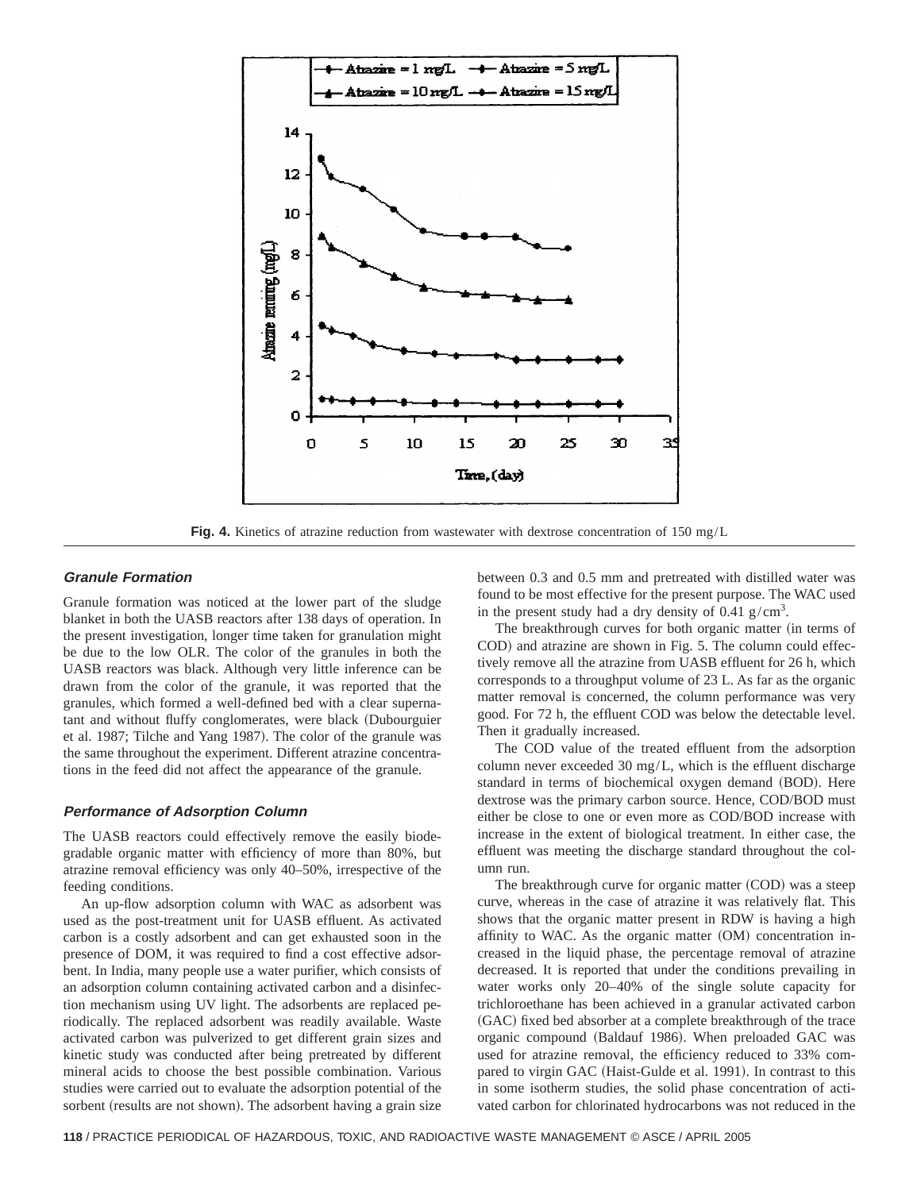**Fig. 4.** Kinetics of atrazine reduction from wastewater with dextrose concentration of 150 mg/L

### Granule Formation

Granule formation was noticed at the lower part of the sludge blanket in both the UASB reactors after 138 days of operation. In the present investigation, longer time taken for granulation might be due to the low OLR. The color of the granules in both the UASB reactors was black. Although very little inference can be drawn from the color of the granule, it was reported that the granules, which formed a well-defined bed with a clear supernatant and without fluffy conglomerates, were black (Dubourguier et al. 1987; Tilche and Yang 1987). The color of the granule was the same throughout the experiment. Different atrazine concentrations in the feed did not affect the appearance of the granule.

### Performance of Adsorption Column

The UASB reactors could effectively remove the easily biodegradable organic matter with efficiency of more than 80%, but atrazine removal efficiency was only 40–50%, irrespective of the feeding conditions.

An up-flow adsorption column with WAC as adsorbent was used as the post-treatment unit for UASB effluent. As activated carbon is a costly adsorbent and can get exhausted soon in the presence of DOM, it was required to find a cost effective adsorbent. In India, many people use a water purifier, which consists of an adsorption column containing activated carbon and a disinfection mechanism using UV light. The adsorbents are replaced periodically. The replaced adsorbent was readily available. Waste activated carbon was pulverized to get different grain sizes and kinetic study was conducted after being pretreated by different mineral acids to choose the best possible combination. Various studies were carried out to evaluate the adsorption potential of the sorbent (results are not shown). The adsorbent having a grain size between 0.3 and 0.5 mm and pretreated with distilled water was found to be most effective for the present purpose. The WAC used in the present study had a dry density of 0.41 $g/cm^3$.

The breakthrough curves for both organic matter (in terms of COD) and atrazine are shown in Fig. 5. The column could effectively remove all the atrazine from UASB effluent for 26 h, which corresponds to a throughput volume of 23 L. As far as the organic matter removal is concerned, the column performance was very good. For 72 h, the effluent COD was below the detectable level. Then it gradually increased.

The COD value of the treated effluent from the adsorption column never exceeded 30 mg/L, which is the effluent discharge standard in terms of biochemical oxygen demand (BOD). Here dextrose was the primary carbon source. Hence, COD/BOD must either be close to one or even more as COD/BOD increase with increase in the extent of biological treatment. In either case, the effluent was meeting the discharge standard throughout the column run.

The breakthrough curve for organic matter (COD) was a steep curve, whereas in the case of atrazine it was relatively flat. This shows that the organic matter present in RDW is having a high affinity to WAC. As the organic matter (OM) concentration increased in the liquid phase, the percentage removal of atrazine decreased. It is reported that under the conditions prevailing in water works only 20–40% of the single solute capacity for trichloroethane has been achieved in a granular activated carbon (GAC) fixed bed absorber at a complete breakthrough of the trace organic compound (Baldauf 1986). When preloaded GAC was used for atrazine removal, the efficiency reduced to 33% compared to virgin GAC (Haist-Gulde et al. 1991). In contrast to this in some isotherm studies, the solid phase concentration of activated carbon for chlorinated hydrocarbons was not reduced in the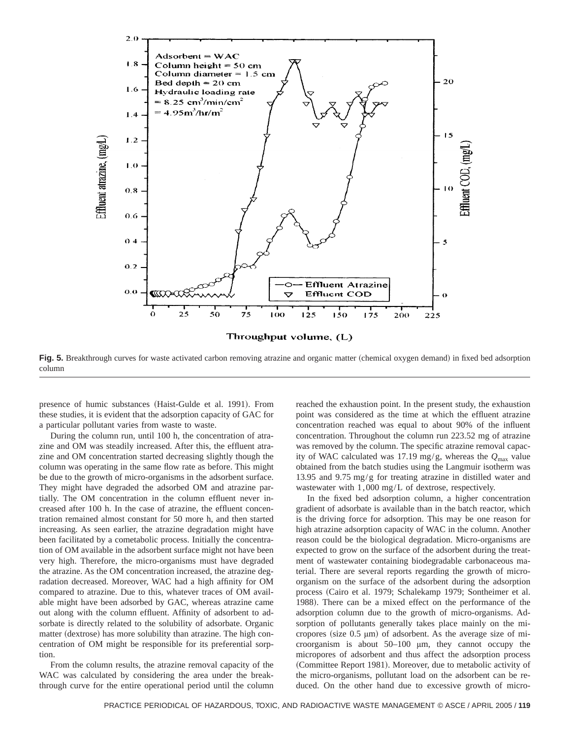**Fig. 5.** Breakthrough curves for waste activated carbon removing atrazine and organic matter (chemical oxygen demand) in fixed bed adsorption column

presence of humic substances (Haist-Gulde et al. 1991). From these studies, it is evident that the adsorption capacity of GAC for a particular pollutant varies from waste to waste.

During the column run, until 100 h, the concentration of atrazine and OM was steadily increased. After this, the effluent atrazine and OM concentration started decreasing slightly though the column was operating in the same flow rate as before. This might be due to the growth of micro-organisms in the adsorbent surface. They might have degraded the adsorbed OM and atrazine partially. The OM concentration in the column effluent never increased after 100 h. In the case of atrazine, the effluent concentration remained almost constant for 50 more h, and then started increasing. As seen earlier, the atrazine degradation might have been facilitated by a cometabolic process. Initially the concentration of OM available in the adsorbent surface might not have been very high. Therefore, the micro-organisms must have degraded the atrazine. As the OM concentration increased, the atrazine degradation decreased. Moreover, WAC had a high affinity for OM compared to atrazine. Due to this, whatever traces of OM available might have been adsorbed by GAC, whereas atrazine came out along with the column effluent. Affinity of adsorbent to adsorbate is directly related to the solubility of adsorbate. Organic matter (dextrose) has more solubility than atrazine. The high concentration of OM might be responsible for its preferential sorption.

From the column results, the atrazine removal capacity of the WAC was calculated by considering the area under the breakthrough curve for the entire operational period until the column reached the exhaustion point. In the present study, the exhaustion point was considered as the time at which the effluent atrazine concentration reached was equal to about 90% of the influent concentration. Throughout the column run 223.52 mg of atrazine was removed by the column. The specific atrazine removal capacity of WAC calculated was 17.19 mg/g, whereas the $Q_{max}$ value obtained from the batch studies using the Langmuir isotherm was 13.95 and 9.75 mg/g for treating atrazine in distilled water and wastewater with 1,000 mg/L of dextrose, respectively.

In the fixed bed adsorption column, a higher concentration gradient of adsorbate is available than in the batch reactor, which is the driving force for adsorption. This may be one reason for high atrazine adsorption capacity of WAC in the column. Another reason could be the biological degradation. Micro-organisms are expected to grow on the surface of the adsorbent during the treatment of wastewater containing biodegradable carbonaceous material. There are several reports regarding the growth of micro-organism on the surface of the adsorbent during the adsorption process (Cairo et al. 1979; Schalekamp 1979; Sontheimer et al. 1988). There can be a mixed effect on the performance of the adsorption column due to the growth of micro-organisms. Adsorption of pollutants generally takes place mainly on the micropores (size 0.5 μm) of adsorbent. As the average size of microorganism is about 50–100 μm, they cannot occupy the micropores of adsorbent and thus affect the adsorption process (Committee Report 1981). Moreover, due to metabolic activity of the micro-organisms, pollutant load on the adsorbent can be reduced. On the other hand due to excessive growth of micro-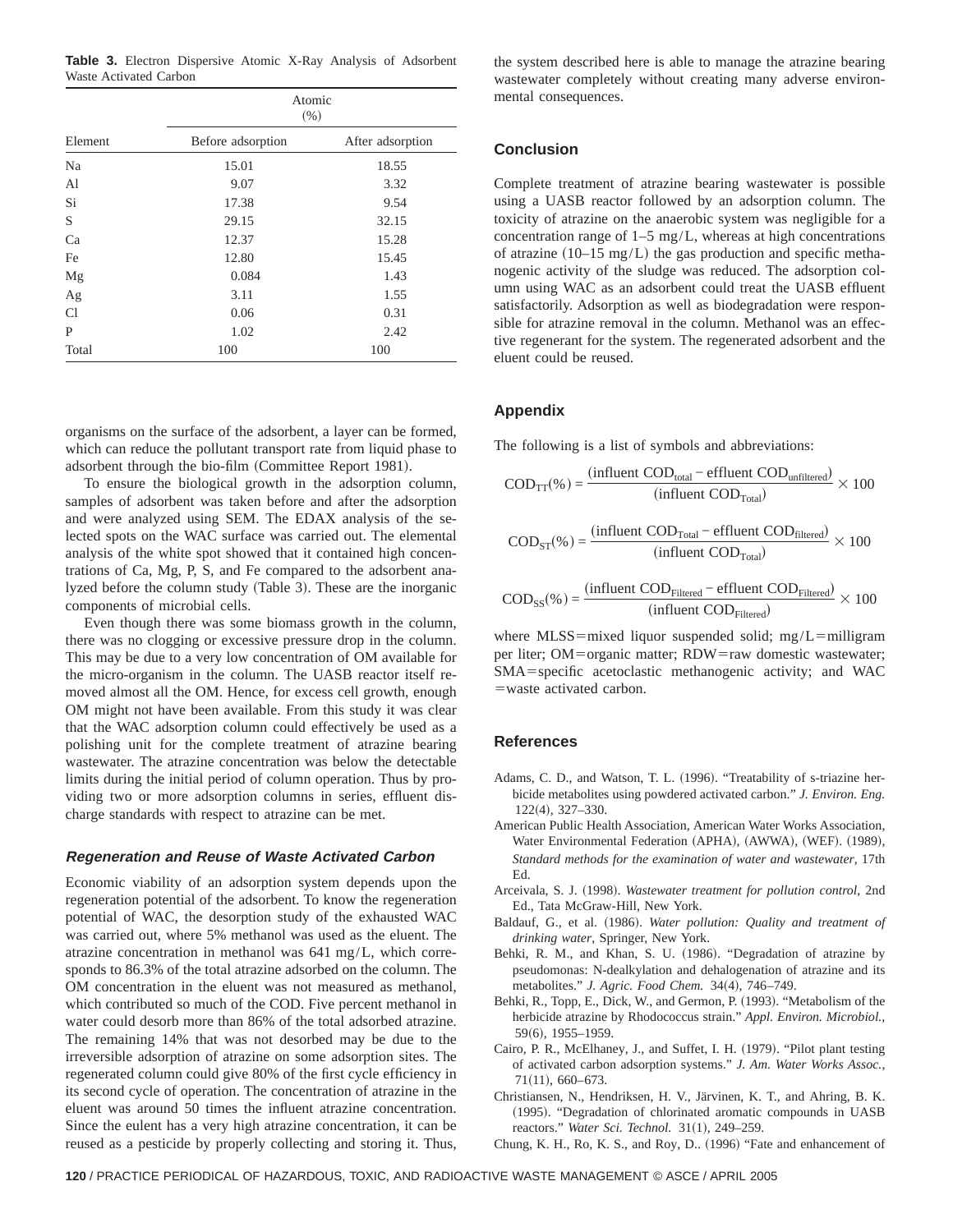**Table 3.** Electron Dispersive Atomic X-Ray Analysis of Adsorbent Waste Activated Carbon

| Element | Atomic (%) | |
|---|---|---|
| | Before adsorption | After adsorption |
| Na | 15.01 | 18.55 |
| Al | 9.07 | 3.32 |
| Si | 17.38 | 9.54 |
| S | 29.15 | 32.15 |
| Ca | 12.37 | 15.28 |
| Fe | 12.80 | 15.45 |
| Mg | 0.084 | 1.43 |
| Ag | 3.11 | 1.55 |
| Cl | 0.06 | 0.31 |
| P | 1.02 | 2.42 |
| Total | 100 | 100 |

organisms on the surface of the adsorbent, a layer can be formed, which can reduce the pollutant transport rate from liquid phase to adsorbent through the bio-film (Committee Report 1981).

To ensure the biological growth in the adsorption column, samples of adsorbent was taken before and after the adsorption and were analyzed using SEM. The EDAX analysis of the selected spots on the WAC surface was carried out. The elemental analysis of the white spot showed that it contained high concentrations of Ca, Mg, P, S, and Fe compared to the adsorbent analyzed before the column study (Table 3). These are the inorganic components of microbial cells.

Even though there was some biomass growth in the column, there was no clogging or excessive pressure drop in the column. This may be due to a very low concentration of OM available for the micro-organism in the column. The UASB reactor itself removed almost all the OM. Hence, for excess cell growth, enough OM might not have been available. From this study it was clear that the WAC adsorption column could effectively be used as a polishing unit for the complete treatment of atrazine bearing wastewater. The atrazine concentration was below the detectable limits during the initial period of column operation. Thus by providing two or more adsorption columns in series, effluent discharge standards with respect to atrazine can be met.

### *Regeneration and Reuse of Waste Activated Carbon*

Economic viability of an adsorption system depends upon the regeneration potential of the adsorbent. To know the regeneration potential of WAC, the desorption study of the exhausted WAC was carried out, where 5% methanol was used as the eluent. The atrazine concentration in methanol was 641 mg/L, which corresponds to 86.3% of the total atrazine adsorbed on the column. The OM concentration in the eluent was not measured as methanol, which contributed so much of the COD. Five percent methanol in water could desorb more than 86% of the total adsorbed atrazine. The remaining 14% that was not desorbed may be due to the irreversible adsorption of atrazine on some adsorption sites. The regenerated column could give 80% of the first cycle efficiency in its second cycle of operation. The concentration of atrazine in the eluent was around 50 times the influent atrazine concentration. Since the eulent has a very high atrazine concentration, it can be reused as a pesticide by properly collecting and storing it. Thus, the system described here is able to manage the atrazine bearing wastewater completely without creating many adverse environmental consequences.

## Conclusion

Complete treatment of atrazine bearing wastewater is possible using a UASB reactor followed by an adsorption column. The toxicity of atrazine on the anaerobic system was negligible for a concentration range of 1–5 mg/L, whereas at high concentrations of atrazine (10–15 mg/L) the gas production and specific methanogenic activity of the sludge was reduced. The adsorption column using WAC as an adsorbent could treat the UASB effluent satisfactorily. Adsorption as well as biodegradation were responsible for atrazine removal in the column. Methanol was an effective regenerant for the system. The regenerated adsorbent and the eluent could be reused.

## Appendix

The following is a list of symbols and abbreviations:

$$COD_{TT}(\%) = \frac{(\text{influent } COD_{total} - \text{effluent } COD_{unfiltered})}{(\text{influent } COD_{Total})} \times 100$$

$$COD_{ST}(\%) = \frac{(\text{influent } COD_{Total} - \text{effluent } COD_{filtered})}{(\text{influent } COD_{Total})} \times 100$$

$$COD_{SS}(\%) = \frac{(\text{influent } COD_{Filtered} - \text{effluent } COD_{Filtered})}{(\text{influent } COD_{Filtered})} \times 100$$

where MLSS=mixed liquor suspended solid; mg/L=milligram per liter; OM=organic matter; RDW=raw domestic wastewater; SMA=specific acetoclastic methanogenic activity; and WAC=waste activated carbon.

## References

Adams, C. D., and Watson, T. L. (1996). "Treatability of s-triazine herbicide metabolites using powdered activated carbon." *J. Environ. Eng.* 122(4), 327–330.

American Public Health Association, American Water Works Association, Water Environmental Federation (APHA), (AWWA), (WEF). (1989), *Standard methods for the examination of water and wastewater*, 17th Ed.

Arceivala, S. J. (1998). *Wastewater treatment for pollution control*, 2nd Ed., Tata McGraw-Hill, New York.

Baldauf, G., et al. (1986). *Water pollution: Quality and treatment of drinking water*, Springer, New York.

Behki, R. M., and Khan, S. U. (1986). "Degradation of atrazine by pseudomonas: N-dealkylation and dehalogenation of atrazine and its metabolites." *J. Agric. Food Chem.* 34(4), 746–749.

Behki, R., Topp, E., Dick, W., and Germon, P. (1993). "Metabolism of the herbicide atrazine by Rhodococcus strain." *Appl. Environ. Microbiol.*, 59(6), 1955–1959.

Cairo, P. R., McElhaney, J., and Suffet, I. H. (1979). "Pilot plant testing of activated carbon adsorption systems." *J. Am. Water Works Assoc.*, 71(11), 660–673.

Christiansen, N., Hendriksen, H. V., Järvinen, K. T., and Ahring, B. K. (1995). "Degradation of chlorinated aromatic compounds in UASB reactors." *Water Sci. Technol.* 31(1), 249–259.

Chung, K. H., Ro, K. S., and Roy, D.. (1996) "Fate and enhancement of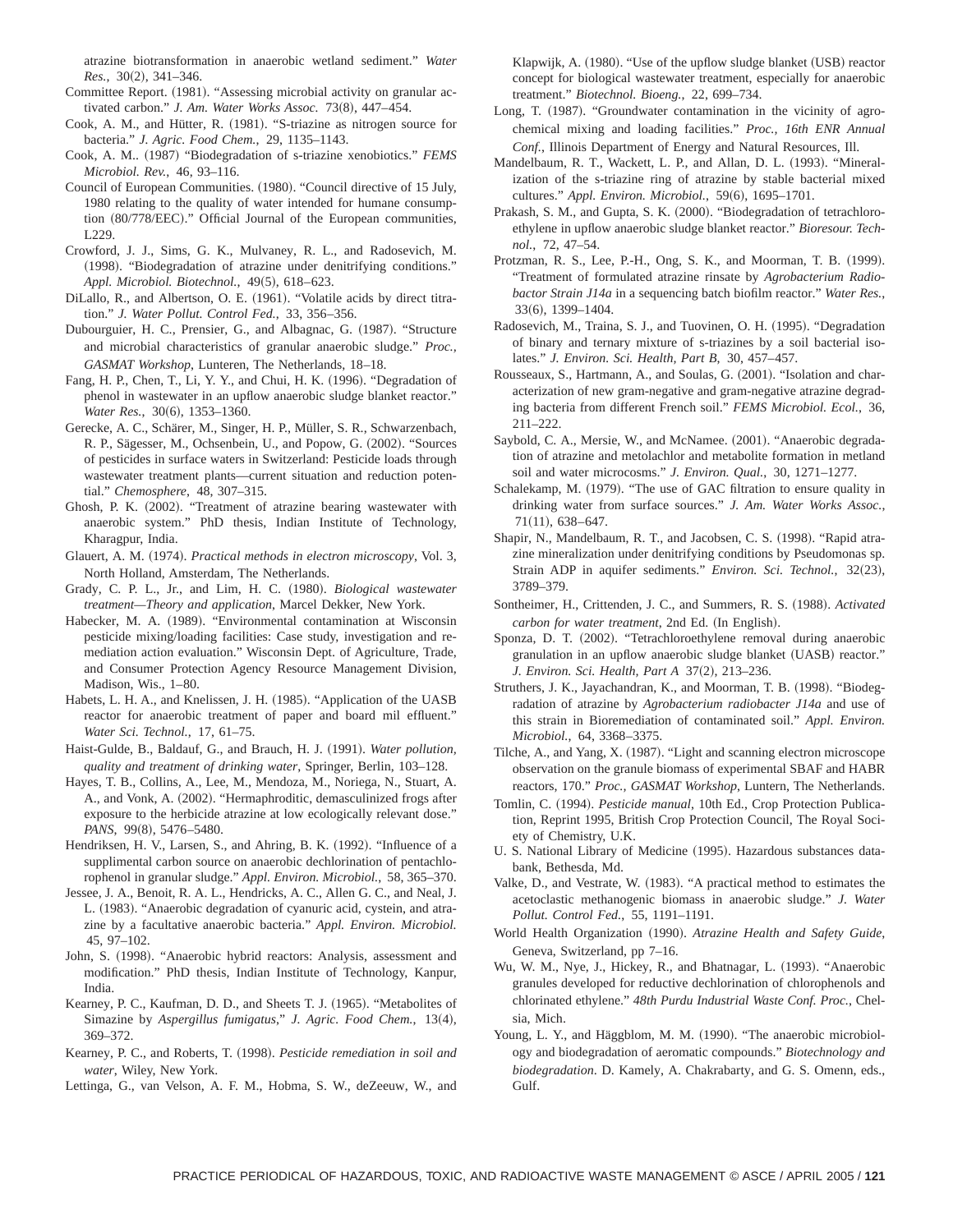atrazine biotransformation in anaerobic wetland sediment." *Water Res.*, 30(2), 341–346.

Committee Report. (1981). "Assessing microbial activity on granular activated carbon." *J. Am. Water Works Assoc.* 73(8), 447–454.

Cook, A. M., and Hütter, R. (1981). "S-triazine as nitrogen source for bacteria." *J. Agric. Food Chem.*, 29, 1135–1143.

Cook, A. M.. (1987) "Biodegradation of s-triazine xenobiotics." *FEMS Microbiol. Rev.*, 46, 93–116.

Council of European Communities. (1980). "Council directive of 15 July, 1980 relating to the quality of water intended for humane consumption (80/778/EEC)." Official Journal of the European communities, L229.

Crowford, J. J., Sims, G. K., Mulvaney, R. L., and Radosevich, M. (1998). "Biodegradation of atrazine under denitrifying conditions." *Appl. Microbiol. Biotechnol.*, 49(5), 618–623.

DiLallo, R., and Albertson, O. E. (1961). "Volatile acids by direct titration." *J. Water Pollut. Control Fed.*, 33, 356–356.

Dubourguier, H. C., Prensier, G., and Albagnac, G. (1987). "Structure and microbial characteristics of granular anaerobic sludge." *Proc., GASMAT Workshop*, Lunteren, The Netherlands, 18–18.

Fang, H. P., Chen, T., Li, Y. Y., and Chui, H. K. (1996). "Degradation of phenol in wastewater in an upflow anaerobic sludge blanket reactor." *Water Res.*, 30(6), 1353–1360.

Gerecke, A. C., Schärer, M., Singer, H. P., Müller, S. R., Schwarzenbach, R. P., Sägesser, M., Ochsenbein, U., and Popow, G. (2002). "Sources of pesticides in surface waters in Switzerland: Pesticide loads through wastewater treatment plants—current situation and reduction potential." *Chemosphere*, 48, 307–315.

Ghosh, P. K. (2002). "Treatment of atrazine bearing wastewater with anaerobic system." PhD thesis, Indian Institute of Technology, Kharagpur, India.

Glauert, A. M. (1974). *Practical methods in electron microscopy*, Vol. 3, North Holland, Amsterdam, The Netherlands.

Grady, C. P. L., Jr., and Lim, H. C. (1980). *Biological wastewater treatment—Theory and application*, Marcel Dekker, New York.

Habecker, M. A. (1989). "Environmental contamination at Wisconsin pesticide mixing/loading facilities: Case study, investigation and remediation action evaluation." Wisconsin Dept. of Agriculture, Trade, and Consumer Protection Agency Resource Management Division, Madison, Wis., 1–80.

Habets, L. H. A., and Knelissen, J. H. (1985). "Application of the UASB reactor for anaerobic treatment of paper and board mil effluent." *Water Sci. Technol.*, 17, 61–75.

Haist-Gulde, B., Baldauf, G., and Brauch, H. J. (1991). *Water pollution, quality and treatment of drinking water*, Springer, Berlin, 103–128.

Hayes, T. B., Collins, A., Lee, M., Mendoza, M., Noriega, N., Stuart, A. A., and Vonk, A. (2002). "Hermaphroditic, demasculinized frogs after exposure to the herbicide atrazine at low ecologically relevant dose." *PANS*, 99(8), 5476–5480.

Hendriksen, H. V., Larsen, S., and Ahring, B. K. (1992). "Influence of a supplimental carbon source on anaerobic dechlorination of pentachlorophenol in granular sludge." *Appl. Environ. Microbiol.*, 58, 365–370.

Jessee, J. A., Benoit, R. A. L., Hendricks, A. C., Allen G. C., and Neal, J. L. (1983). "Anaerobic degradation of cyanuric acid, cystein, and atrazine by a facultative anaerobic bacteria." *Appl. Environ. Microbiol.* 45, 97–102.

John, S. (1998). "Anaerobic hybrid reactors: Analysis, assessment and modification." PhD thesis, Indian Institute of Technology, Kanpur, India.

Kearney, P. C., Kaufman, D. D., and Sheets T. J. (1965). "Metabolites of Simazine by *Aspergillus fumigatus*," *J. Agric. Food Chem.*, 13(4), 369–372.

Kearney, P. C., and Roberts, T. (1998). *Pesticide remediation in soil and water*, Wiley, New York.

Lettinga, G., van Velson, A. F. M., Hobma, S. W., deZeeuw, W., and Klapwijk, A. (1980). "Use of the upflow sludge blanket (USB) reactor concept for biological wastewater treatment, especially for anaerobic treatment." *Biotechnol. Bioeng.*, 22, 699–734.

Long, T. (1987). "Groundwater contamination in the vicinity of agrochemical mixing and loading facilities." *Proc., 16th ENR Annual Conf.*, Illinois Department of Energy and Natural Resources, Ill.

Mandelbaum, R. T., Wackett, L. P., and Allan, D. L. (1993). "Mineralization of the s-triazine ring of atrazine by stable bacterial mixed cultures." *Appl. Environ. Microbiol.*, 59(6), 1695–1701.

Prakash, S. M., and Gupta, S. K. (2000). "Biodegradation of tetrachloroethylene in upflow anaerobic sludge blanket reactor." *Bioresour. Technol.*, 72, 47–54.

Protzman, R. S., Lee, P.-H., Ong, S. K., and Moorman, T. B. (1999). "Treatment of formulated atrazine rinsate by *Agrobacterium Radiobactor Strain J14a* in a sequencing batch biofilm reactor." *Water Res.*, 33(6), 1399–1404.

Radosevich, M., Traina, S. J., and Tuovinen, O. H. (1995). "Degradation of binary and ternary mixture of s-triazines by a soil bacterial isolates." *J. Environ. Sci. Health, Part B*, 30, 457–457.

Rousseaux, S., Hartmann, A., and Soulas, G. (2001). "Isolation and characterization of new gram-negative and gram-negative atrazine degrading bacteria from different French soil." *FEMS Microbiol. Ecol.*, 36, 211–222.

Saybold, C. A., Mersie, W., and McNamee. (2001). "Anaerobic degradation of atrazine and metolachlor and metabolite formation in metland soil and water microcosms." *J. Environ. Qual.*, 30, 1271–1277.

Schalekamp, M. (1979). "The use of GAC filtration to ensure quality in drinking water from surface sources." *J. Am. Water Works Assoc.*, 71(11), 638–647.

Shapir, N., Mandelbaum, R. T., and Jacobsen, C. S. (1998). "Rapid atrazine mineralization under denitrifying conditions by Pseudomonas sp. Strain ADP in aquifer sediments." *Environ. Sci. Technol.*, 32(23), 3789–379.

Sontheimer, H., Crittenden, J. C., and Summers, R. S. (1988). *Activated carbon for water treatment*, 2nd Ed. (In English).

Sponza, D. T. (2002). "Tetrachloroethylene removal during anaerobic granulation in an upflow anaerobic sludge blanket (UASB) reactor." *J. Environ. Sci. Health, Part A* 37(2), 213–236.

Struthers, J. K., Jayachandran, K., and Moorman, T. B. (1998). "Biodegradation of atrazine by *Agrobacterium radiobacter J14a* and use of this strain in Bioremediation of contaminated soil." *Appl. Environ. Microbiol.*, 64, 3368–3375.

Tilche, A., and Yang, X. (1987). "Light and scanning electron microscope observation on the granule biomass of experimental SBAF and HABR reactors, 170." *Proc., GASMAT Workshop*, Luntern, The Netherlands.

Tomlin, C. (1994). *Pesticide manual*, 10th Ed., Crop Protection Publication, Reprint 1995, British Crop Protection Council, The Royal Society of Chemistry, U.K.

U. S. National Library of Medicine (1995). Hazardous substances databank, Bethesda, Md.

Valke, D., and Vestrate, W. (1983). "A practical method to estimates the acetoclastic methanogenic biomass in anaerobic sludge." *J. Water Pollut. Control Fed.*, 55, 1191–1191.

World Health Organization (1990). *Atrazine Health and Safety Guide*, Geneva, Switzerland, pp 7–16.

Wu, W. M., Nye, J., Hickey, R., and Bhatnagar, L. (1993). "Anaerobic granules developed for reductive dechlorination of chlorophenols and chlorinated ethylene." *48th Purdu Industrial Waste Conf. Proc.*, Chelsia, Mich.

Young, L. Y., and Häggblom, M. M. (1990). "The anaerobic microbiology and biodegradation of aeromatic compounds." *Biotechnology and biodegradation*. D. Kamely, A. Chakrabarty, and G. S. Omenn, eds., Gulf.